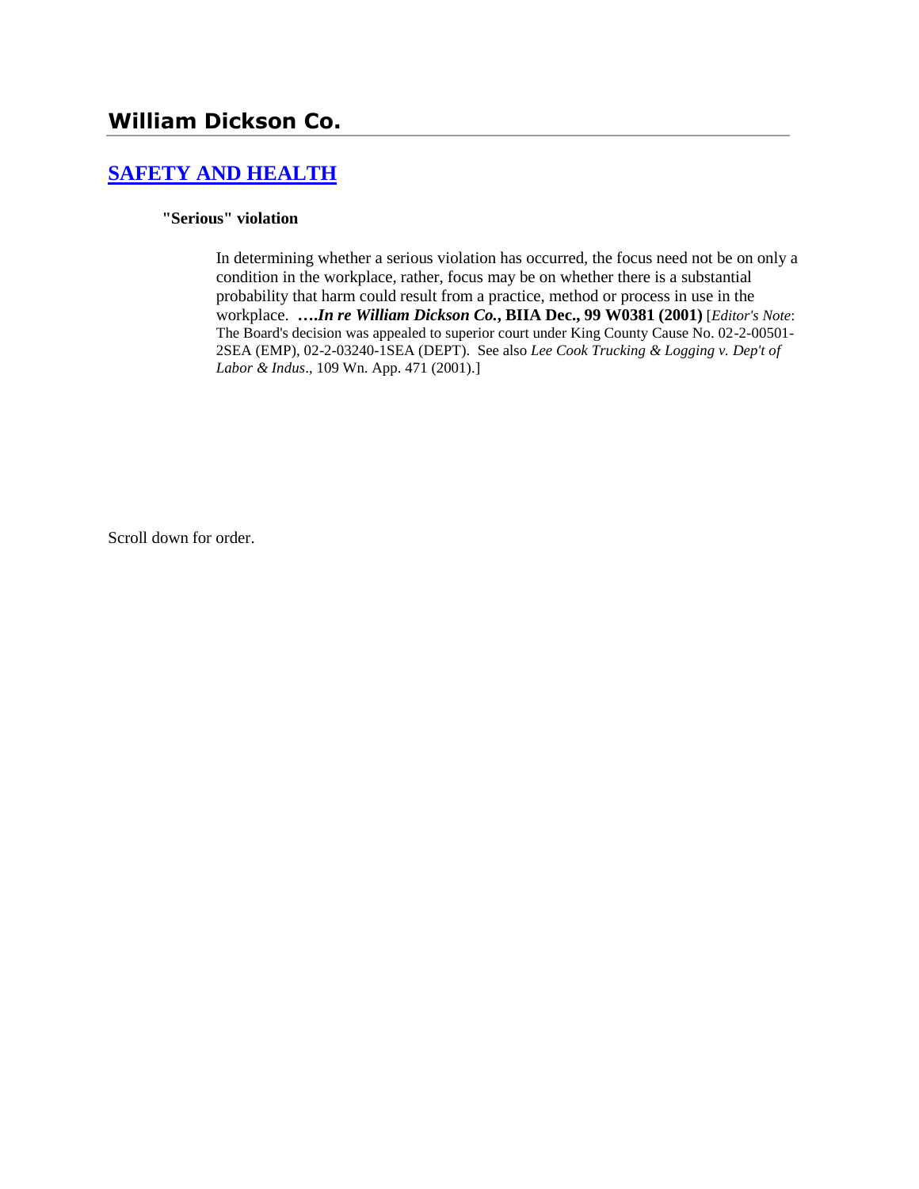# William Dickson Co.

## [SAFETY AND HEALTH]

**"Serious" violation**

In determining whether a serious violation has occurred, the focus need not be on only a condition in the workplace, rather, focus may be on whether there is a substantial probability that harm could result from a practice, method or process in use in the workplace. **….*In re William Dickson Co.*, BIIA Dec., 99 W0381 (2001)** [*Editor's Note*: The Board's decision was appealed to superior court under King County Cause No. 02-2-00501-2SEA (EMP), 02-2-03240-1SEA (DEPT). See also *Lee Cook Trucking & Logging v. Dep't of Labor & Indus*., 109 Wn. App. 471 (2001).]

Scroll down for order.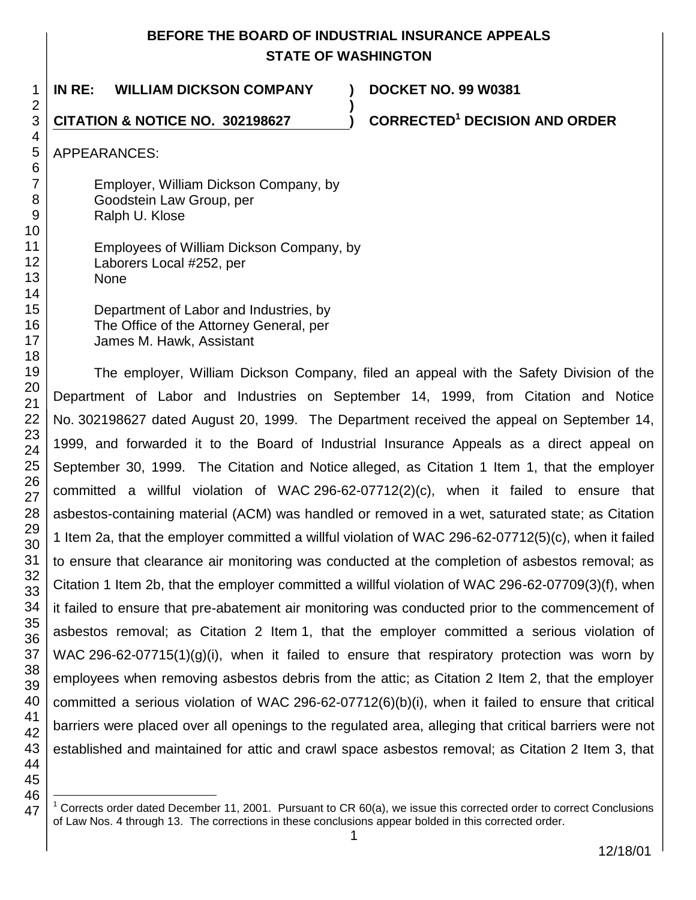# BEFORE THE BOARD OF INDUSTRIAL INSURANCE APPEALS
## STATE OF WASHINGTON

**IN RE: WILLIAM DICKSON COMPANY** ) **DOCKET NO. 99 W0381**
)
**CITATION & NOTICE NO. 302198627** ) **CORRECTED[1] DECISION AND ORDER**

APPEARANCES:

Employer, William Dickson Company, by
Goodstein Law Group, per
Ralph U. Klose

Employees of William Dickson Company, by
Laborers Local #252, per
None

Department of Labor and Industries, by
The Office of the Attorney General, per
James M. Hawk, Assistant

The employer, William Dickson Company, filed an appeal with the Safety Division of the Department of Labor and Industries on September 14, 1999, from Citation and Notice No. 302198627 dated August 20, 1999. The Department received the appeal on September 14, 1999, and forwarded it to the Board of Industrial Insurance Appeals as a direct appeal on September 30, 1999. The Citation and Notice alleged, as Citation 1 Item 1, that the employer committed a willful violation of WAC 296-62-07712(2)(c), when it failed to ensure that asbestos-containing material (ACM) was handled or removed in a wet, saturated state; as Citation 1 Item 2a, that the employer committed a willful violation of WAC 296-62-07712(5)(c), when it failed to ensure that clearance air monitoring was conducted at the completion of asbestos removal; as Citation 1 Item 2b, that the employer committed a willful violation of WAC 296-62-07709(3)(f), when it failed to ensure that pre-abatement air monitoring was conducted prior to the commencement of asbestos removal; as Citation 2 Item 1, that the employer committed a serious violation of WAC 296-62-07715(1)(g)(i), when it failed to ensure that respiratory protection was worn by employees when removing asbestos debris from the attic; as Citation 2 Item 2, that the employer committed a serious violation of WAC 296-62-07712(6)(b)(i), when it failed to ensure that critical barriers were placed over all openings to the regulated area, alleging that critical barriers were not established and maintained for attic and crawl space asbestos removal; as Citation 2 Item 3, that

---

[1] Corrects order dated December 11, 2001. Pursuant to CR 60(a), we issue this corrected order to correct Conclusions of Law Nos. 4 through 13. The corrections in these conclusions appear bolded in this corrected order.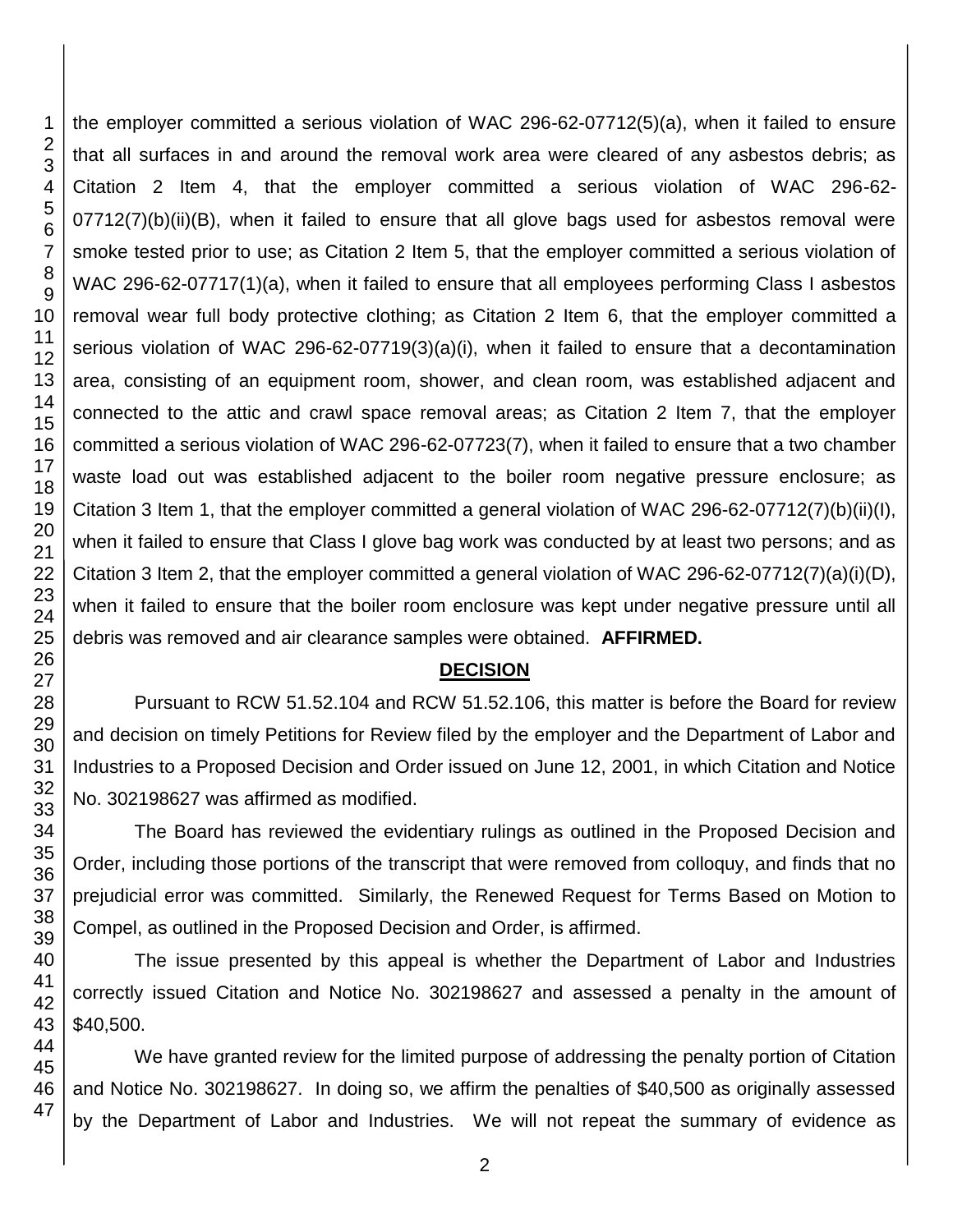the employer committed a serious violation of WAC 296-62-07712(5)(a), when it failed to ensure that all surfaces in and around the removal work area were cleared of any asbestos debris; as Citation 2 Item 4, that the employer committed a serious violation of WAC 296-62-07712(7)(b)(ii)(B), when it failed to ensure that all glove bags used for asbestos removal were smoke tested prior to use; as Citation 2 Item 5, that the employer committed a serious violation of WAC 296-62-07717(1)(a), when it failed to ensure that all employees performing Class I asbestos removal wear full body protective clothing; as Citation 2 Item 6, that the employer committed a serious violation of WAC 296-62-07719(3)(a)(i), when it failed to ensure that a decontamination area, consisting of an equipment room, shower, and clean room, was established adjacent and connected to the attic and crawl space removal areas; as Citation 2 Item 7, that the employer committed a serious violation of WAC 296-62-07723(7), when it failed to ensure that a two chamber waste load out was established adjacent to the boiler room negative pressure enclosure; as Citation 3 Item 1, that the employer committed a general violation of WAC 296-62-07712(7)(b)(ii)(I), when it failed to ensure that Class I glove bag work was conducted by at least two persons; and as Citation 3 Item 2, that the employer committed a general violation of WAC 296-62-07712(7)(a)(i)(D), when it failed to ensure that the boiler room enclosure was kept under negative pressure until all debris was removed and air clearance samples were obtained. **AFFIRMED.**

## DECISION

Pursuant to RCW 51.52.104 and RCW 51.52.106, this matter is before the Board for review and decision on timely Petitions for Review filed by the employer and the Department of Labor and Industries to a Proposed Decision and Order issued on June 12, 2001, in which Citation and Notice No. 302198627 was affirmed as modified.

The Board has reviewed the evidentiary rulings as outlined in the Proposed Decision and Order, including those portions of the transcript that were removed from colloquy, and finds that no prejudicial error was committed. Similarly, the Renewed Request for Terms Based on Motion to Compel, as outlined in the Proposed Decision and Order, is affirmed.

The issue presented by this appeal is whether the Department of Labor and Industries correctly issued Citation and Notice No. 302198627 and assessed a penalty in the amount of $40,500.

We have granted review for the limited purpose of addressing the penalty portion of Citation and Notice No. 302198627. In doing so, we affirm the penalties of $40,500 as originally assessed by the Department of Labor and Industries. We will not repeat the summary of evidence as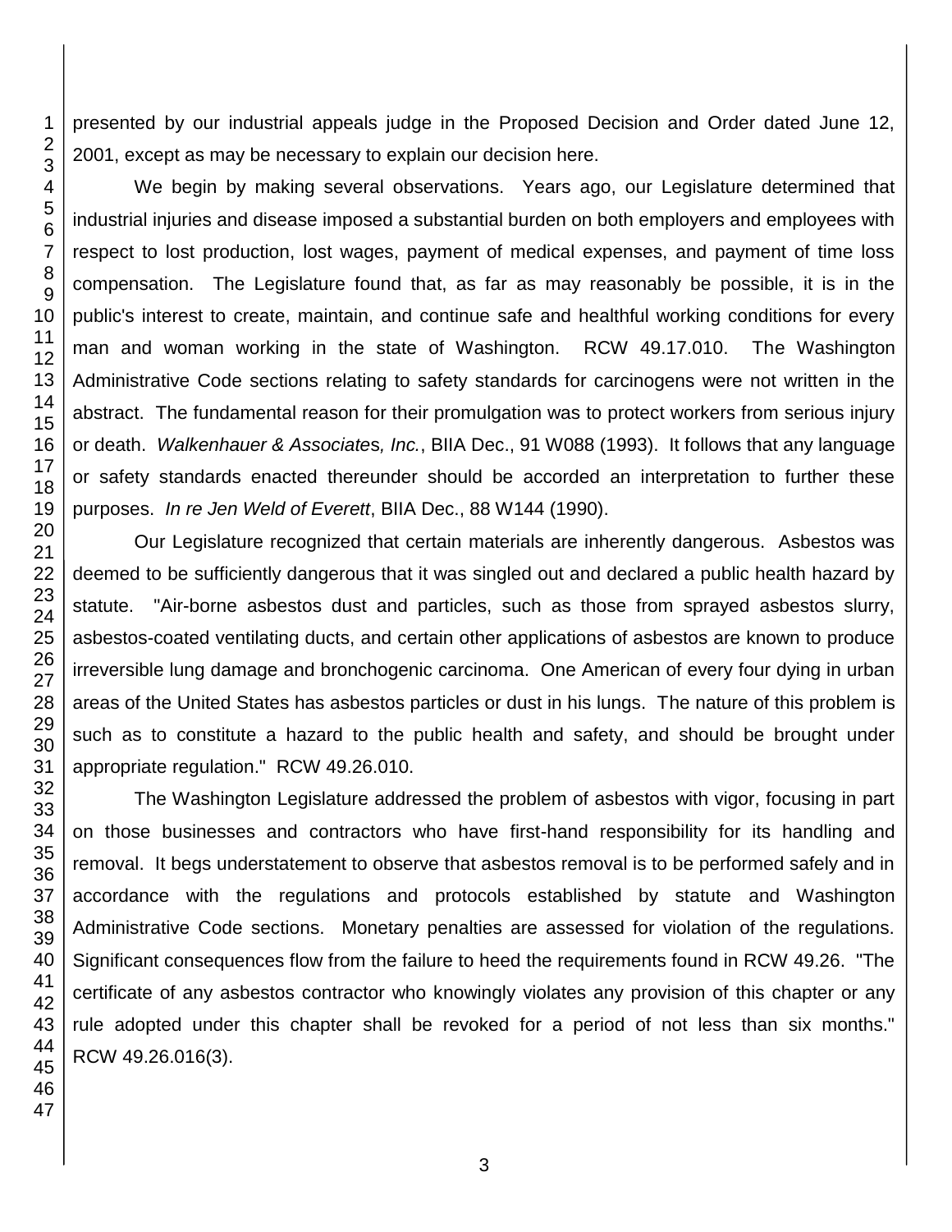presented by our industrial appeals judge in the Proposed Decision and Order dated June 12, 2001, except as may be necessary to explain our decision here.

We begin by making several observations. Years ago, our Legislature determined that industrial injuries and disease imposed a substantial burden on both employers and employees with respect to lost production, lost wages, payment of medical expenses, and payment of time loss compensation. The Legislature found that, as far as may reasonably be possible, it is in the public's interest to create, maintain, and continue safe and healthful working conditions for every man and woman working in the state of Washington. RCW 49.17.010. The Washington Administrative Code sections relating to safety standards for carcinogens were not written in the abstract. The fundamental reason for their promulgation was to protect workers from serious injury or death. *Walkenhauer & Associates, Inc.*, BIIA Dec., 91 W088 (1993). It follows that any language or safety standards enacted thereunder should be accorded an interpretation to further these purposes. *In re Jen Weld of Everett*, BIIA Dec., 88 W144 (1990).

Our Legislature recognized that certain materials are inherently dangerous. Asbestos was deemed to be sufficiently dangerous that it was singled out and declared a public health hazard by statute. "Air-borne asbestos dust and particles, such as those from sprayed asbestos slurry, asbestos-coated ventilating ducts, and certain other applications of asbestos are known to produce irreversible lung damage and bronchogenic carcinoma. One American of every four dying in urban areas of the United States has asbestos particles or dust in his lungs. The nature of this problem is such as to constitute a hazard to the public health and safety, and should be brought under appropriate regulation." RCW 49.26.010.

The Washington Legislature addressed the problem of asbestos with vigor, focusing in part on those businesses and contractors who have first-hand responsibility for its handling and removal. It begs understatement to observe that asbestos removal is to be performed safely and in accordance with the regulations and protocols established by statute and Washington Administrative Code sections. Monetary penalties are assessed for violation of the regulations. Significant consequences flow from the failure to heed the requirements found in RCW 49.26. "The certificate of any asbestos contractor who knowingly violates any provision of this chapter or any rule adopted under this chapter shall be revoked for a period of not less than six months." RCW 49.26.016(3).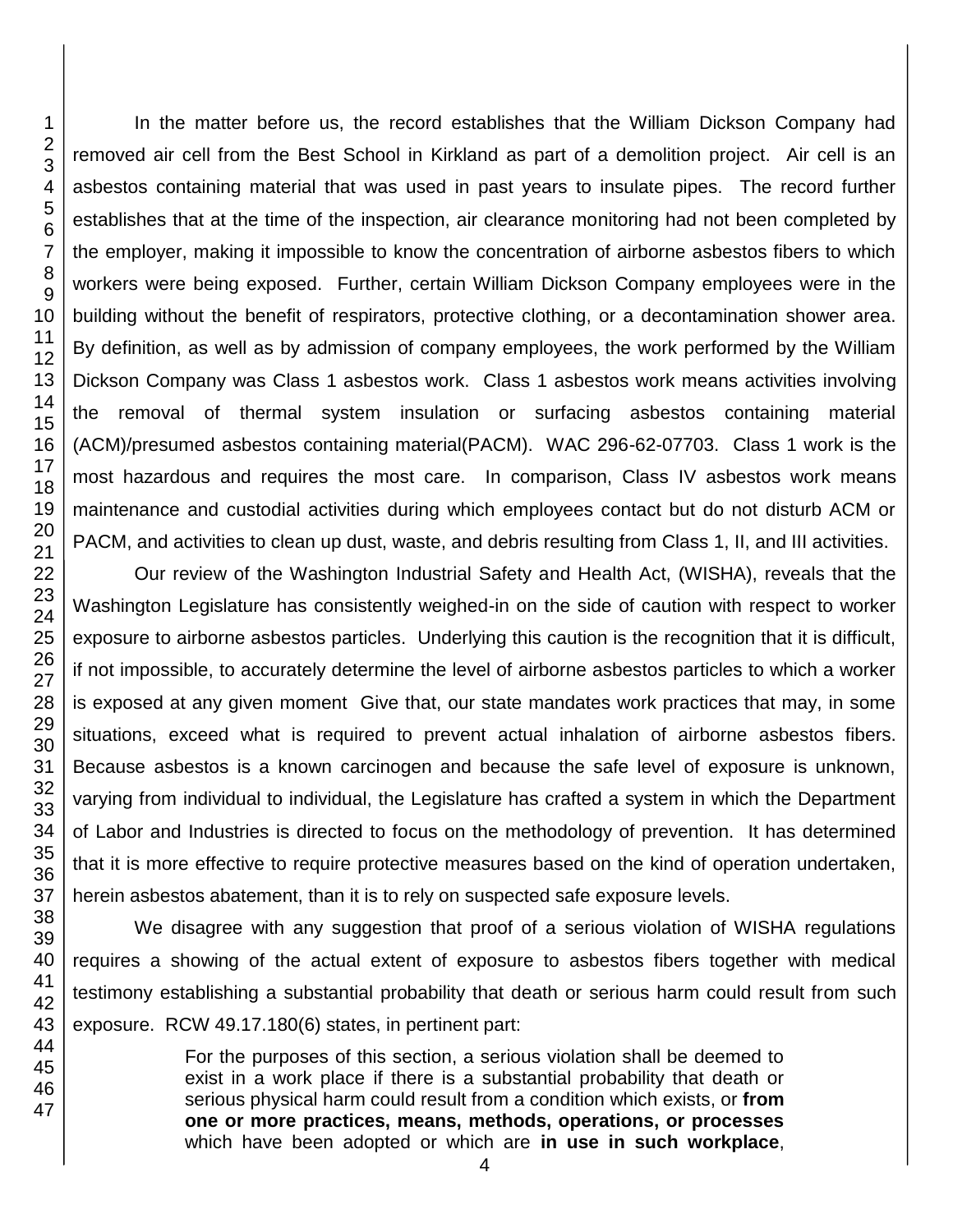In the matter before us, the record establishes that the William Dickson Company had removed air cell from the Best School in Kirkland as part of a demolition project. Air cell is an asbestos containing material that was used in past years to insulate pipes. The record further establishes that at the time of the inspection, air clearance monitoring had not been completed by the employer, making it impossible to know the concentration of airborne asbestos fibers to which workers were being exposed. Further, certain William Dickson Company employees were in the building without the benefit of respirators, protective clothing, or a decontamination shower area. By definition, as well as by admission of company employees, the work performed by the William Dickson Company was Class 1 asbestos work. Class 1 asbestos work means activities involving the removal of thermal system insulation or surfacing asbestos containing material (ACM)/presumed asbestos containing material(PACM). WAC 296-62-07703. Class 1 work is the most hazardous and requires the most care. In comparison, Class IV asbestos work means maintenance and custodial activities during which employees contact but do not disturb ACM or PACM, and activities to clean up dust, waste, and debris resulting from Class 1, II, and III activities.

Our review of the Washington Industrial Safety and Health Act, (WISHA), reveals that the Washington Legislature has consistently weighed-in on the side of caution with respect to worker exposure to airborne asbestos particles. Underlying this caution is the recognition that it is difficult, if not impossible, to accurately determine the level of airborne asbestos particles to which a worker is exposed at any given moment Give that, our state mandates work practices that may, in some situations, exceed what is required to prevent actual inhalation of airborne asbestos fibers. Because asbestos is a known carcinogen and because the safe level of exposure is unknown, varying from individual to individual, the Legislature has crafted a system in which the Department of Labor and Industries is directed to focus on the methodology of prevention. It has determined that it is more effective to require protective measures based on the kind of operation undertaken, herein asbestos abatement, than it is to rely on suspected safe exposure levels.

We disagree with any suggestion that proof of a serious violation of WISHA regulations requires a showing of the actual extent of exposure to asbestos fibers together with medical testimony establishing a substantial probability that death or serious harm could result from such exposure. RCW 49.17.180(6) states, in pertinent part:

> For the purposes of this section, a serious violation shall be deemed to exist in a work place if there is a substantial probability that death or serious physical harm could result from a condition which exists, or **from one or more practices, means, methods, operations, or processes** which have been adopted or which are **in use in such workplace**,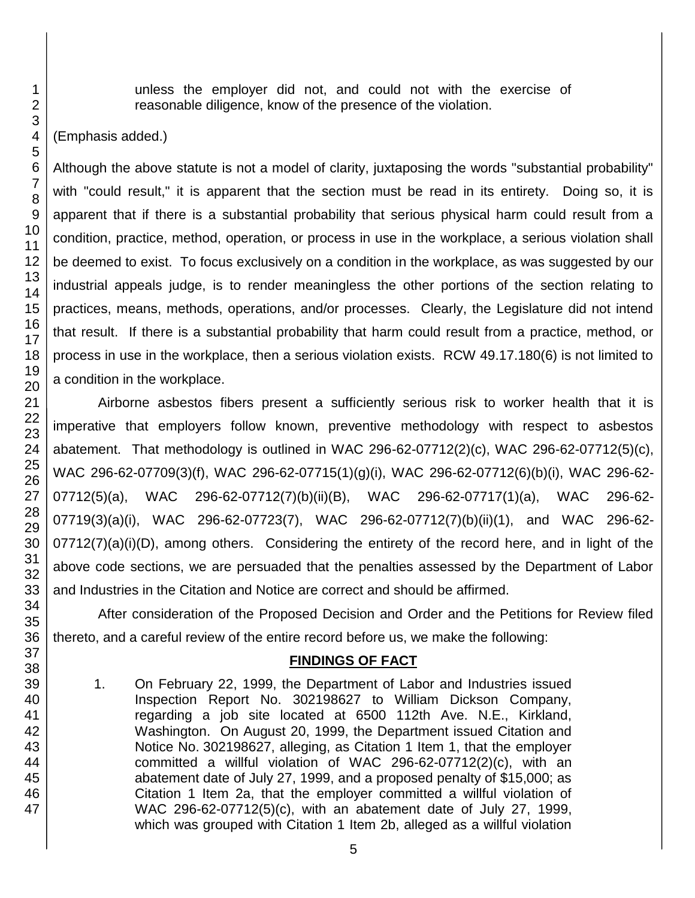unless the employer did not, and could not with the exercise of reasonable diligence, know of the presence of the violation.

(Emphasis added.)

Although the above statute is not a model of clarity, juxtaposing the words "substantial probability" with "could result," it is apparent that the section must be read in its entirety. Doing so, it is apparent that if there is a substantial probability that serious physical harm could result from a condition, practice, method, operation, or process in use in the workplace, a serious violation shall be deemed to exist. To focus exclusively on a condition in the workplace, as was suggested by our industrial appeals judge, is to render meaningless the other portions of the section relating to practices, means, methods, operations, and/or processes. Clearly, the Legislature did not intend that result. If there is a substantial probability that harm could result from a practice, method, or process in use in the workplace, then a serious violation exists. RCW 49.17.180(6) is not limited to a condition in the workplace.

Airborne asbestos fibers present a sufficiently serious risk to worker health that it is imperative that employers follow known, preventive methodology with respect to asbestos abatement. That methodology is outlined in WAC 296-62-07712(2)(c), WAC 296-62-07712(5)(c), WAC 296-62-07709(3)(f), WAC 296-62-07715(1)(g)(i), WAC 296-62-07712(6)(b)(i), WAC 296-62-07712(5)(a), WAC 296-62-07712(7)(b)(ii)(B), WAC 296-62-07717(1)(a), WAC 296-62-07719(3)(a)(i), WAC 296-62-07723(7), WAC 296-62-07712(7)(b)(ii)(1), and WAC 296-62-07712(7)(a)(i)(D), among others. Considering the entirety of the record here, and in light of the above code sections, we are persuaded that the penalties assessed by the Department of Labor and Industries in the Citation and Notice are correct and should be affirmed.

After consideration of the Proposed Decision and Order and the Petitions for Review filed thereto, and a careful review of the entire record before us, we make the following:

## FINDINGS OF FACT

1. On February 22, 1999, the Department of Labor and Industries issued Inspection Report No. 302198627 to William Dickson Company, regarding a job site located at 6500 112th Ave. N.E., Kirkland, Washington. On August 20, 1999, the Department issued Citation and Notice No. 302198627, alleging, as Citation 1 Item 1, that the employer committed a willful violation of WAC 296-62-07712(2)(c), with an abatement date of July 27, 1999, and a proposed penalty of $15,000; as Citation 1 Item 2a, that the employer committed a willful violation of WAC 296-62-07712(5)(c), with an abatement date of July 27, 1999, which was grouped with Citation 1 Item 2b, alleged as a willful violation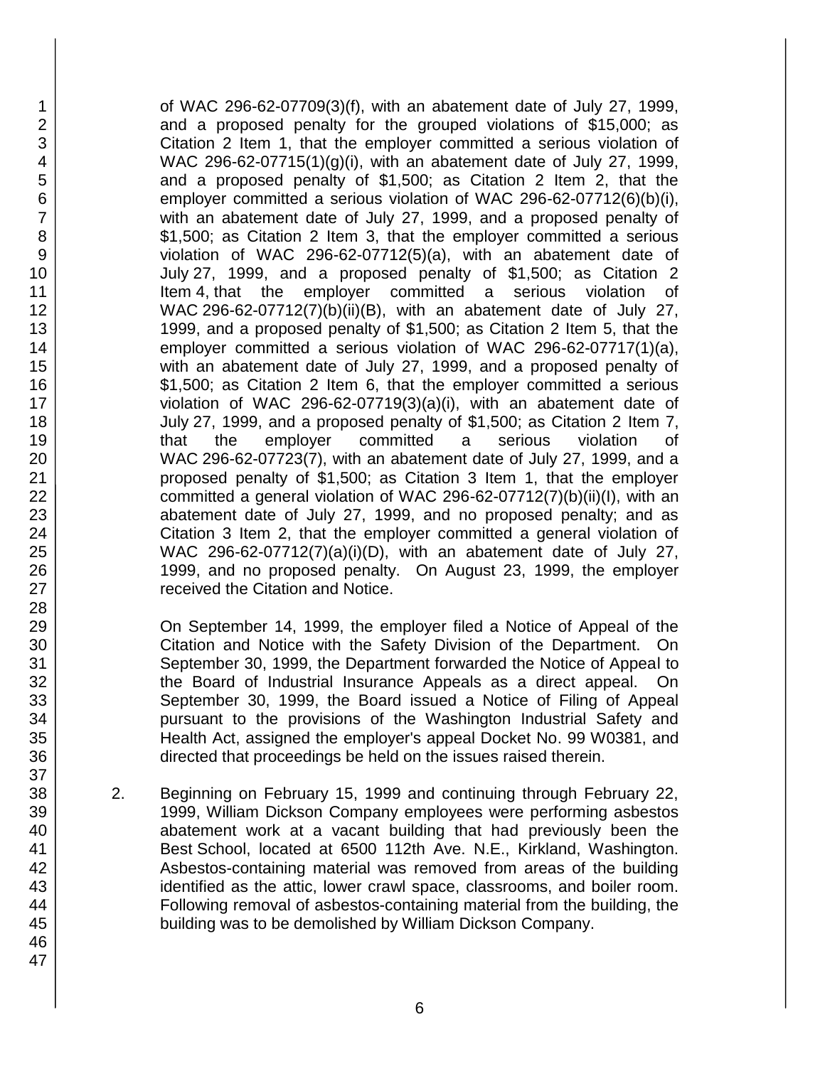of WAC 296-62-07709(3)(f), with an abatement date of July 27, 1999, and a proposed penalty for the grouped violations of $15,000; as Citation 2 Item 1, that the employer committed a serious violation of WAC 296-62-07715(1)(g)(i), with an abatement date of July 27, 1999, and a proposed penalty of $1,500; as Citation 2 Item 2, that the employer committed a serious violation of WAC 296-62-07712(6)(b)(i), with an abatement date of July 27, 1999, and a proposed penalty of $1,500; as Citation 2 Item 3, that the employer committed a serious violation of WAC 296-62-07712(5)(a), with an abatement date of July 27, 1999, and a proposed penalty of $1,500; as Citation 2 Item 4, that the employer committed a serious violation of WAC 296-62-07712(7)(b)(ii)(B), with an abatement date of July 27, 1999, and a proposed penalty of $1,500; as Citation 2 Item 5, that the employer committed a serious violation of WAC 296-62-07717(1)(a), with an abatement date of July 27, 1999, and a proposed penalty of $1,500; as Citation 2 Item 6, that the employer committed a serious violation of WAC 296-62-07719(3)(a)(i), with an abatement date of July 27, 1999, and a proposed penalty of $1,500; as Citation 2 Item 7, that the employer committed a serious violation of WAC 296-62-07723(7), with an abatement date of July 27, 1999, and a proposed penalty of $1,500; as Citation 3 Item 1, that the employer committed a general violation of WAC 296-62-07712(7)(b)(ii)(I), with an abatement date of July 27, 1999, and no proposed penalty; and as Citation 3 Item 2, that the employer committed a general violation of WAC 296-62-07712(7)(a)(i)(D), with an abatement date of July 27, 1999, and no proposed penalty. On August 23, 1999, the employer received the Citation and Notice.

On September 14, 1999, the employer filed a Notice of Appeal of the Citation and Notice with the Safety Division of the Department. On September 30, 1999, the Department forwarded the Notice of Appeal to the Board of Industrial Insurance Appeals as a direct appeal. On September 30, 1999, the Board issued a Notice of Filing of Appeal pursuant to the provisions of the Washington Industrial Safety and Health Act, assigned the employer's appeal Docket No. 99 W0381, and directed that proceedings be held on the issues raised therein.

2. Beginning on February 15, 1999 and continuing through February 22, 1999, William Dickson Company employees were performing asbestos abatement work at a vacant building that had previously been the Best School, located at 6500 112th Ave. N.E., Kirkland, Washington. Asbestos-containing material was removed from areas of the building identified as the attic, lower crawl space, classrooms, and boiler room. Following removal of asbestos-containing material from the building, the building was to be demolished by William Dickson Company.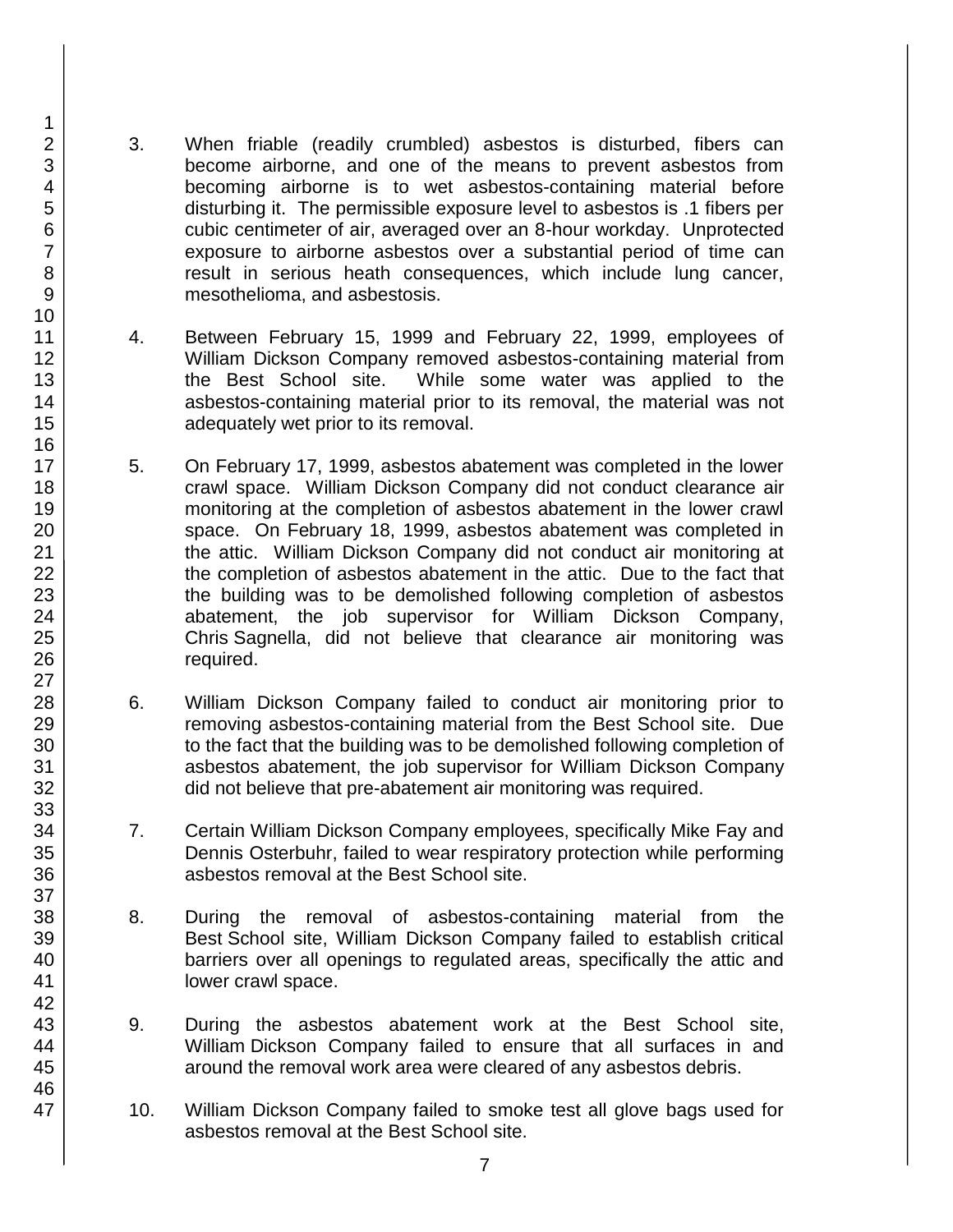3. When friable (readily crumbled) asbestos is disturbed, fibers can become airborne, and one of the means to prevent asbestos from becoming airborne is to wet asbestos-containing material before disturbing it. The permissible exposure level to asbestos is .1 fibers per cubic centimeter of air, averaged over an 8-hour workday. Unprotected exposure to airborne asbestos over a substantial period of time can result in serious heath consequences, which include lung cancer, mesothelioma, and asbestosis.

4. Between February 15, 1999 and February 22, 1999, employees of William Dickson Company removed asbestos-containing material from the Best School site. While some water was applied to the asbestos-containing material prior to its removal, the material was not adequately wet prior to its removal.

5. On February 17, 1999, asbestos abatement was completed in the lower crawl space. William Dickson Company did not conduct clearance air monitoring at the completion of asbestos abatement in the lower crawl space. On February 18, 1999, asbestos abatement was completed in the attic. William Dickson Company did not conduct air monitoring at the completion of asbestos abatement in the attic. Due to the fact that the building was to be demolished following completion of asbestos abatement, the job supervisor for William Dickson Company, Chris Sagnella, did not believe that clearance air monitoring was required.

6. William Dickson Company failed to conduct air monitoring prior to removing asbestos-containing material from the Best School site. Due to the fact that the building was to be demolished following completion of asbestos abatement, the job supervisor for William Dickson Company did not believe that pre-abatement air monitoring was required.

7. Certain William Dickson Company employees, specifically Mike Fay and Dennis Osterbuhr, failed to wear respiratory protection while performing asbestos removal at the Best School site.

8. During the removal of asbestos-containing material from the Best School site, William Dickson Company failed to establish critical barriers over all openings to regulated areas, specifically the attic and lower crawl space.

9. During the asbestos abatement work at the Best School site, William Dickson Company failed to ensure that all surfaces in and around the removal work area were cleared of any asbestos debris.

10. William Dickson Company failed to smoke test all glove bags used for asbestos removal at the Best School site.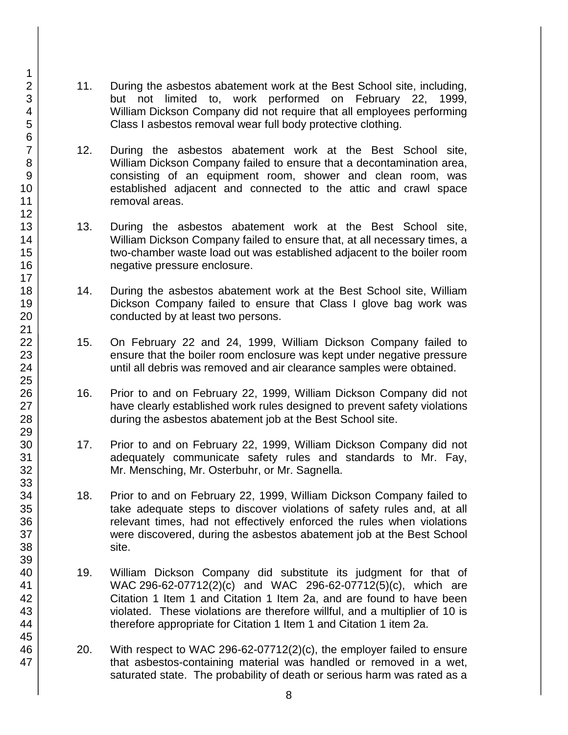11. During the asbestos abatement work at the Best School site, including, but not limited to, work performed on February 22, 1999, William Dickson Company did not require that all employees performing Class I asbestos removal wear full body protective clothing.

12. During the asbestos abatement work at the Best School site, William Dickson Company failed to ensure that a decontamination area, consisting of an equipment room, shower and clean room, was established adjacent and connected to the attic and crawl space removal areas.

13. During the asbestos abatement work at the Best School site, William Dickson Company failed to ensure that, at all necessary times, a two-chamber waste load out was established adjacent to the boiler room negative pressure enclosure.

14. During the asbestos abatement work at the Best School site, William Dickson Company failed to ensure that Class I glove bag work was conducted by at least two persons.

15. On February 22 and 24, 1999, William Dickson Company failed to ensure that the boiler room enclosure was kept under negative pressure until all debris was removed and air clearance samples were obtained.

16. Prior to and on February 22, 1999, William Dickson Company did not have clearly established work rules designed to prevent safety violations during the asbestos abatement job at the Best School site.

17. Prior to and on February 22, 1999, William Dickson Company did not adequately communicate safety rules and standards to Mr. Fay, Mr. Mensching, Mr. Osterbuhr, or Mr. Sagnella.

18. Prior to and on February 22, 1999, William Dickson Company failed to take adequate steps to discover violations of safety rules and, at all relevant times, had not effectively enforced the rules when violations were discovered, during the asbestos abatement job at the Best School site.

19. William Dickson Company did substitute its judgment for that of WAC 296-62-07712(2)(c) and WAC 296-62-07712(5)(c), which are Citation 1 Item 1 and Citation 1 Item 2a, and are found to have been violated. These violations are therefore willful, and a multiplier of 10 is therefore appropriate for Citation 1 Item 1 and Citation 1 item 2a.

20. With respect to WAC 296-62-07712(2)(c), the employer failed to ensure that asbestos-containing material was handled or removed in a wet, saturated state. The probability of death or serious harm was rated as a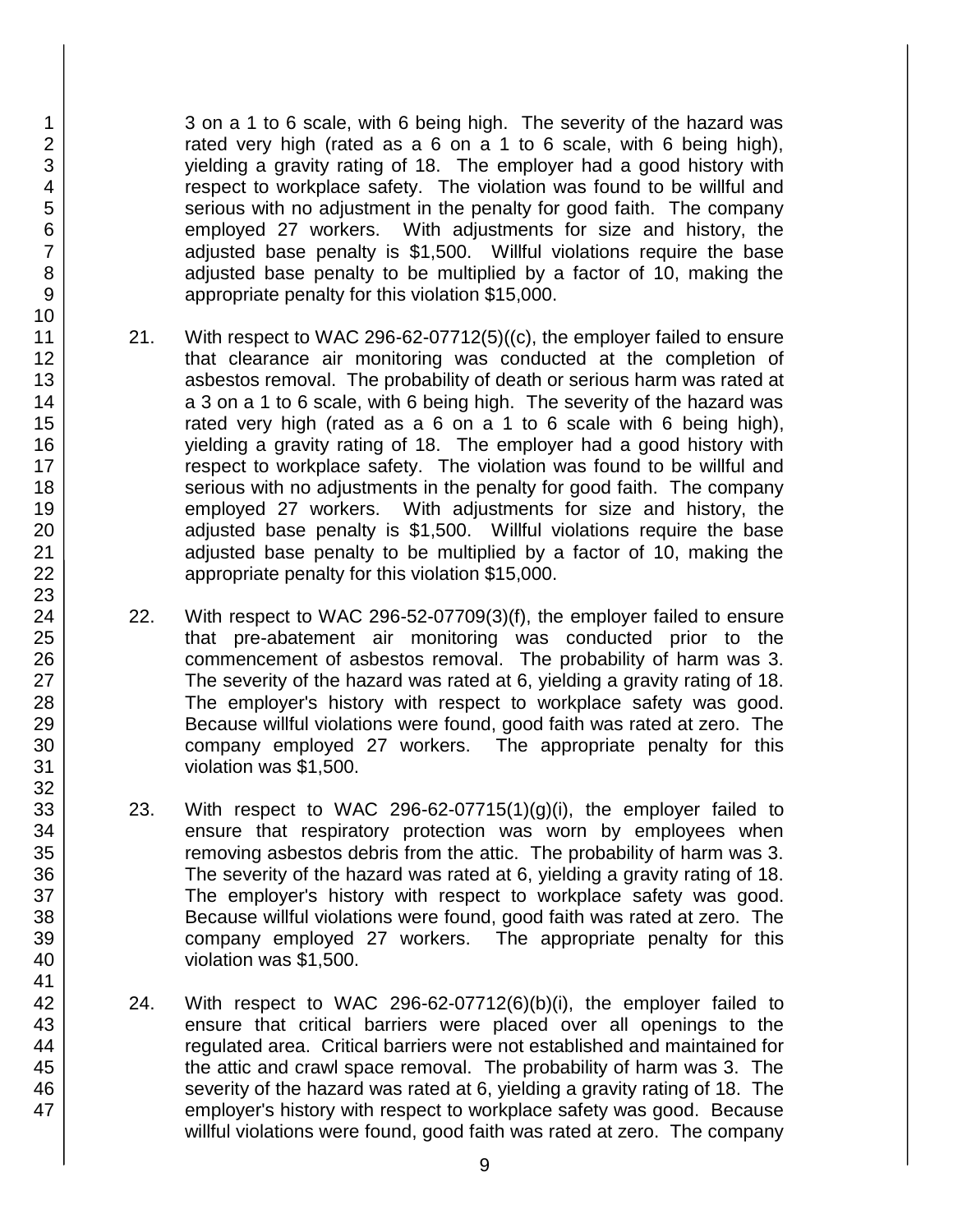3 on a 1 to 6 scale, with 6 being high. The severity of the hazard was rated very high (rated as a 6 on a 1 to 6 scale, with 6 being high), yielding a gravity rating of 18. The employer had a good history with respect to workplace safety. The violation was found to be willful and serious with no adjustment in the penalty for good faith. The company employed 27 workers. With adjustments for size and history, the adjusted base penalty is $1,500. Willful violations require the base adjusted base penalty to be multiplied by a factor of 10, making the appropriate penalty for this violation $15,000.

21. With respect to WAC 296-62-07712(5)((c), the employer failed to ensure that clearance air monitoring was conducted at the completion of asbestos removal. The probability of death or serious harm was rated at a 3 on a 1 to 6 scale, with 6 being high. The severity of the hazard was rated very high (rated as a 6 on a 1 to 6 scale with 6 being high), yielding a gravity rating of 18. The employer had a good history with respect to workplace safety. The violation was found to be willful and serious with no adjustments in the penalty for good faith. The company employed 27 workers. With adjustments for size and history, the adjusted base penalty is $1,500. Willful violations require the base adjusted base penalty to be multiplied by a factor of 10, making the appropriate penalty for this violation $15,000.

22. With respect to WAC 296-52-07709(3)(f), the employer failed to ensure that pre-abatement air monitoring was conducted prior to the commencement of asbestos removal. The probability of harm was 3. The severity of the hazard was rated at 6, yielding a gravity rating of 18. The employer's history with respect to workplace safety was good. Because willful violations were found, good faith was rated at zero. The company employed 27 workers. The appropriate penalty for this violation was $1,500.

23. With respect to WAC 296-62-07715(1)(g)(i), the employer failed to ensure that respiratory protection was worn by employees when removing asbestos debris from the attic. The probability of harm was 3. The severity of the hazard was rated at 6, yielding a gravity rating of 18. The employer's history with respect to workplace safety was good. Because willful violations were found, good faith was rated at zero. The company employed 27 workers. The appropriate penalty for this violation was $1,500.

24. With respect to WAC 296-62-07712(6)(b)(i), the employer failed to ensure that critical barriers were placed over all openings to the regulated area. Critical barriers were not established and maintained for the attic and crawl space removal. The probability of harm was 3. The severity of the hazard was rated at 6, yielding a gravity rating of 18. The employer's history with respect to workplace safety was good. Because willful violations were found, good faith was rated at zero. The company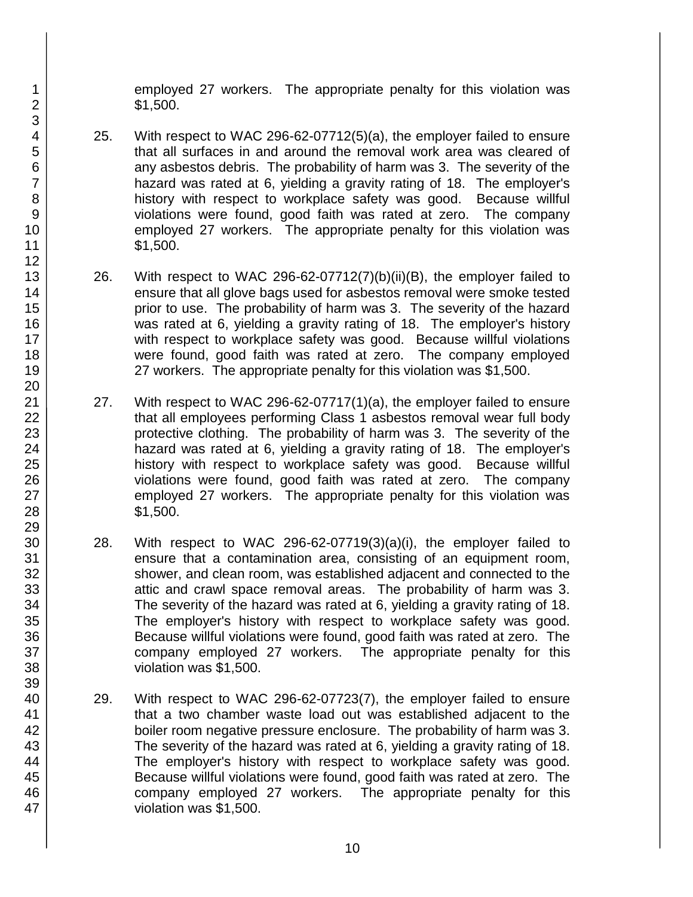employed 27 workers. The appropriate penalty for this violation was $1,500.

25. With respect to WAC 296-62-07712(5)(a), the employer failed to ensure that all surfaces in and around the removal work area was cleared of any asbestos debris. The probability of harm was 3. The severity of the hazard was rated at 6, yielding a gravity rating of 18. The employer's history with respect to workplace safety was good. Because willful violations were found, good faith was rated at zero. The company employed 27 workers. The appropriate penalty for this violation was $1,500.

26. With respect to WAC 296-62-07712(7)(b)(ii)(B), the employer failed to ensure that all glove bags used for asbestos removal were smoke tested prior to use. The probability of harm was 3. The severity of the hazard was rated at 6, yielding a gravity rating of 18. The employer's history with respect to workplace safety was good. Because willful violations were found, good faith was rated at zero. The company employed 27 workers. The appropriate penalty for this violation was $1,500.

27. With respect to WAC 296-62-07717(1)(a), the employer failed to ensure that all employees performing Class 1 asbestos removal wear full body protective clothing. The probability of harm was 3. The severity of the hazard was rated at 6, yielding a gravity rating of 18. The employer's history with respect to workplace safety was good. Because willful violations were found, good faith was rated at zero. The company employed 27 workers. The appropriate penalty for this violation was $1,500.

28. With respect to WAC 296-62-07719(3)(a)(i), the employer failed to ensure that a contamination area, consisting of an equipment room, shower, and clean room, was established adjacent and connected to the attic and crawl space removal areas. The probability of harm was 3. The severity of the hazard was rated at 6, yielding a gravity rating of 18. The employer's history with respect to workplace safety was good. Because willful violations were found, good faith was rated at zero. The company employed 27 workers. The appropriate penalty for this violation was $1,500.

29. With respect to WAC 296-62-07723(7), the employer failed to ensure that a two chamber waste load out was established adjacent to the boiler room negative pressure enclosure. The probability of harm was 3. The severity of the hazard was rated at 6, yielding a gravity rating of 18. The employer's history with respect to workplace safety was good. Because willful violations were found, good faith was rated at zero. The company employed 27 workers. The appropriate penalty for this violation was $1,500.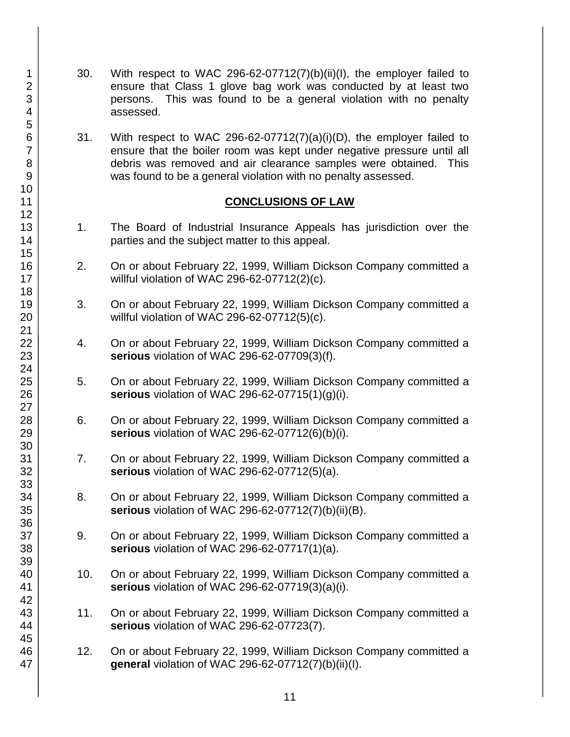30. With respect to WAC 296-62-07712(7)(b)(ii)(I), the employer failed to ensure that Class 1 glove bag work was conducted by at least two persons. This was found to be a general violation with no penalty assessed.

31. With respect to WAC 296-62-07712(7)(a)(i)(D), the employer failed to ensure that the boiler room was kept under negative pressure until all debris was removed and air clearance samples were obtained. This was found to be a general violation with no penalty assessed.

## CONCLUSIONS OF LAW

1. The Board of Industrial Insurance Appeals has jurisdiction over the parties and the subject matter to this appeal.

2. On or about February 22, 1999, William Dickson Company committed a willful violation of WAC 296-62-07712(2)(c).

3. On or about February 22, 1999, William Dickson Company committed a willful violation of WAC 296-62-07712(5)(c).

4. On or about February 22, 1999, William Dickson Company committed a **serious** violation of WAC 296-62-07709(3)(f).

5. On or about February 22, 1999, William Dickson Company committed a **serious** violation of WAC 296-62-07715(1)(g)(i).

6. On or about February 22, 1999, William Dickson Company committed a **serious** violation of WAC 296-62-07712(6)(b)(i).

7. On or about February 22, 1999, William Dickson Company committed a **serious** violation of WAC 296-62-07712(5)(a).

8. On or about February 22, 1999, William Dickson Company committed a **serious** violation of WAC 296-62-07712(7)(b)(ii)(B).

9. On or about February 22, 1999, William Dickson Company committed a **serious** violation of WAC 296-62-07717(1)(a).

10. On or about February 22, 1999, William Dickson Company committed a **serious** violation of WAC 296-62-07719(3)(a)(i).

11. On or about February 22, 1999, William Dickson Company committed a **serious** violation of WAC 296-62-07723(7).

12. On or about February 22, 1999, William Dickson Company committed a **general** violation of WAC 296-62-07712(7)(b)(ii)(I).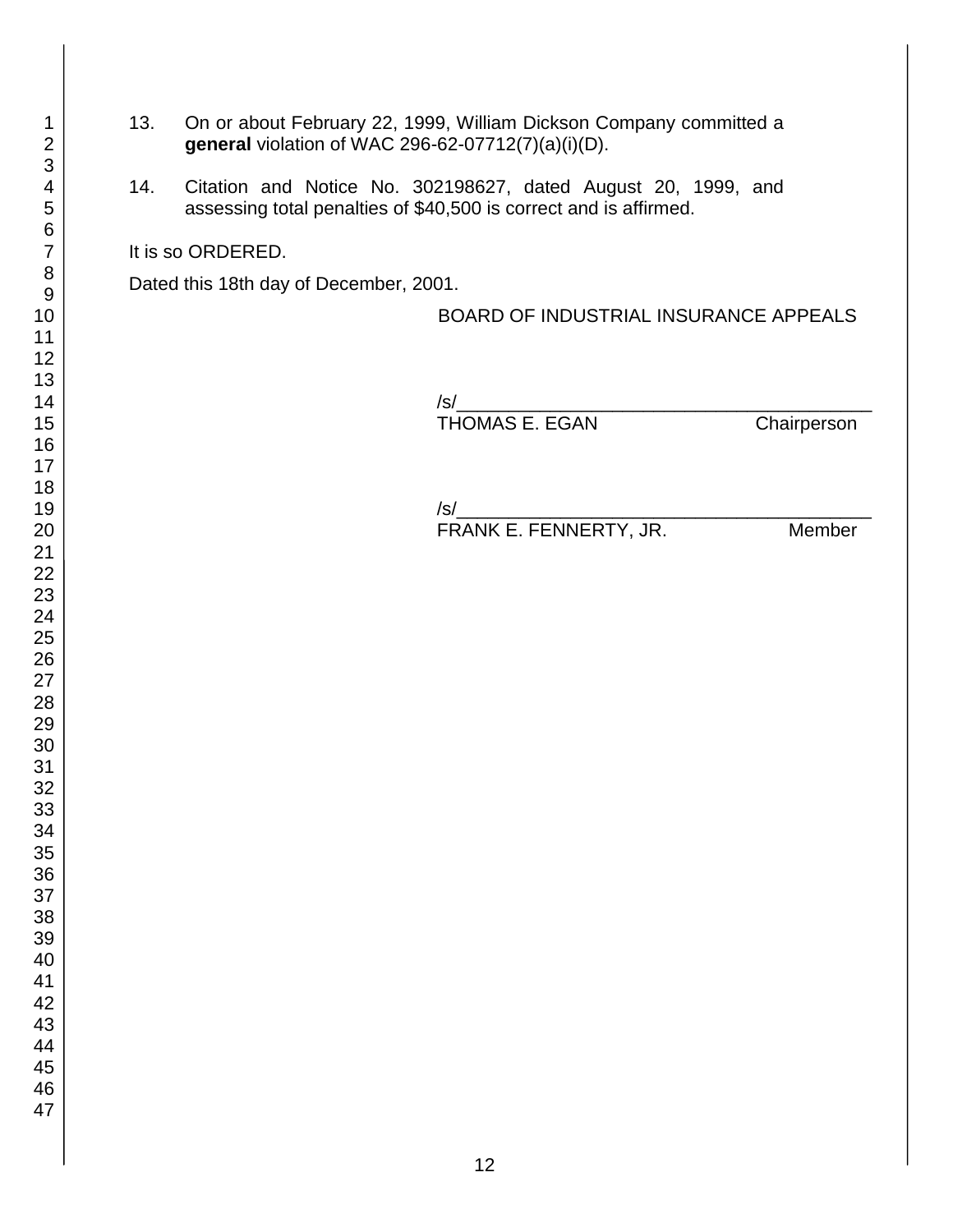13. On or about February 22, 1999, William Dickson Company committed a **general** violation of WAC 296-62-07712(7)(a)(i)(D).

14. Citation and Notice No. 302198627, dated August 20, 1999, and assessing total penalties of $40,500 is correct and is affirmed.

It is so ORDERED.

Dated this 18th day of December, 2001.

BOARD OF INDUSTRIAL INSURANCE APPEALS

/s/________________________________________
THOMAS E. EGAN Chairperson

/s/________________________________________
FRANK E. FENNERTY, JR. Member